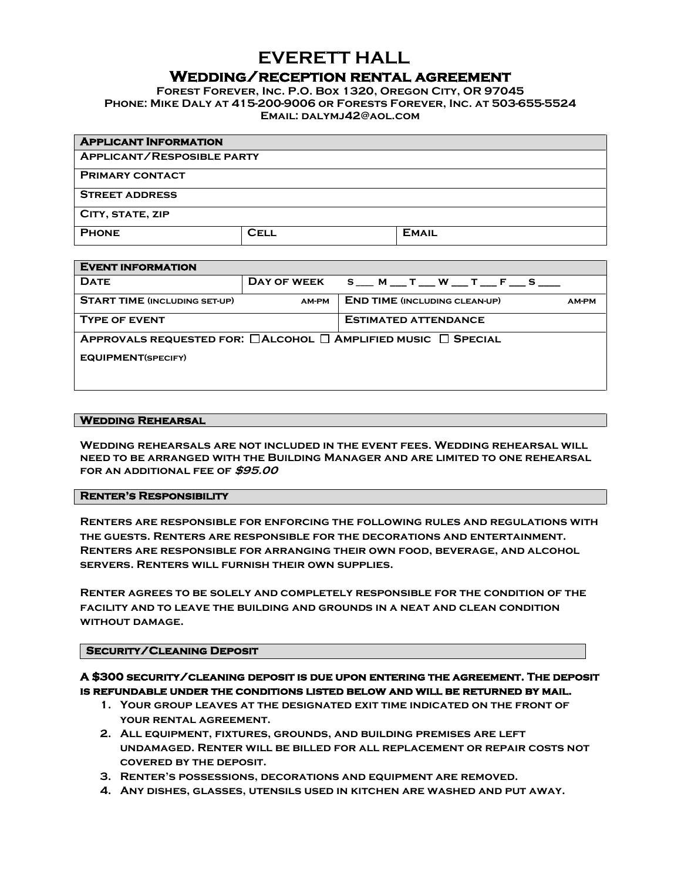# EVERETT HALL

## Wedding/reception rental agreement

**Forest Forever, Inc. P.O. Box 1320, Oregon City, OR 97045**
**Phone: Mike Daly at 415-200-9006 or Forests Forever, Inc. at 503-655-5524**
**Email: dalymj42@aol.com**

| **Applicant Information** | | |
|---|---|---|
| Applicant/Resposible party | | |
| Primary contact | | |
| Street address | | |
| City, state, zip | | |
| Phone | Cell | Email |

| **Event information** | | | |
|---|---|---|---|
| Date | Day of week S ___ M ___ T ___ W ___ T ___ F ___ S ___ | | |
| Start time (including set-up) | am-pm | End time (including clean-up) | am-pm |
| Type of event | | Estimated attendance | |
| Approvals requested for: ☐ Alcohol ☐ Amplified music ☐ Special equipment(specify) | | | |

### Wedding Rehearsal

**Wedding rehearsals are not included in the event fees. Wedding rehearsal will need to be arranged with the Building Manager and are limited to one rehearsal for an additional fee of *$95.00***

### Renter's Responsibility

**Renters are responsible for enforcing the following rules and regulations with the guests. Renters are responsible for the decorations and entertainment. Renters are responsible for arranging their own food, beverage, and alcohol servers. Renters will furnish their own supplies.**

**Renter agrees to be solely and completely responsible for the condition of the facility and to leave the building and grounds in a neat and clean condition without damage.**

### Security/Cleaning Deposit

**A $300 security/cleaning deposit is due upon entering the agreement. The deposit is refundable under the conditions listed below and will be returned by mail.**

1. **Your group leaves at the designated exit time indicated on the front of your rental agreement.**
2. **All equipment, fixtures, grounds, and building premises are left undamaged. Renter will be billed for all replacement or repair costs not covered by the deposit.**
3. **Renter's possessions, decorations and equipment are removed.**
4. **Any dishes, glasses, utensils used in kitchen are washed and put away.**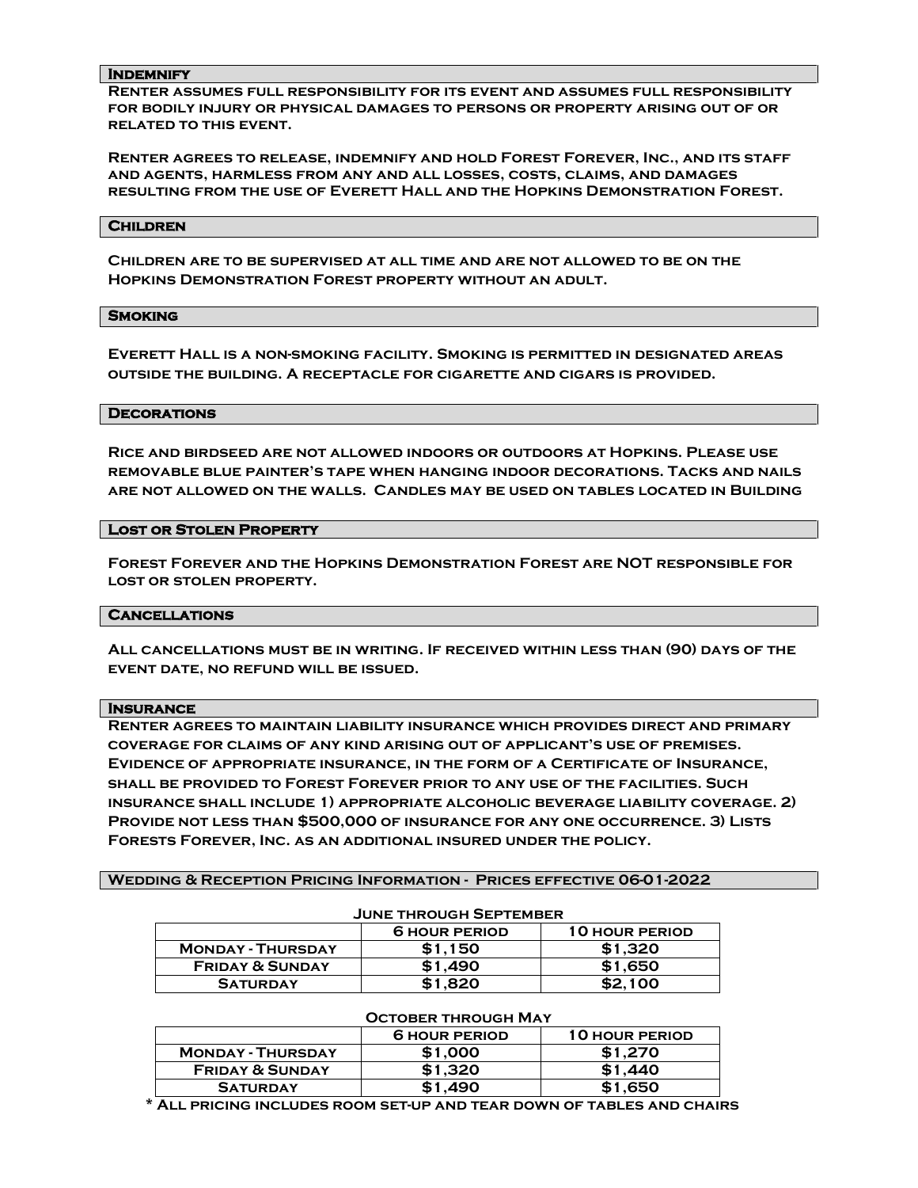## Indemnify

Renter assumes full responsibility for its event and assumes full responsibility for bodily injury or physical damages to persons or property arising out of or related to this event.

Renter agrees to release, indemnify and hold Forest Forever, Inc., and its staff and agents, harmless from any and all losses, costs, claims, and damages resulting from the use of Everett Hall and the Hopkins Demonstration Forest.

## Children

Children are to be supervised at all time and are not allowed to be on the Hopkins Demonstration Forest property without an adult.

## Smoking

Everett Hall is a non-smoking facility. Smoking is permitted in designated areas outside the building. A receptacle for cigarette and cigars is provided.

## Decorations

Rice and birdseed are not allowed indoors or outdoors at Hopkins. Please use removable blue painter's tape when hanging indoor decorations. Tacks and nails are not allowed on the walls. Candles may be used on tables located in Building

## Lost or Stolen Property

Forest Forever and the Hopkins Demonstration Forest are NOT responsible for lost or stolen property.

## Cancellations

All cancellations must be in writing. If received within less than (90) days of the event date, no refund will be issued.

## Insurance

Renter agrees to maintain liability insurance which provides direct and primary coverage for claims of any kind arising out of applicant's use of premises. Evidence of appropriate insurance, in the form of a Certificate of Insurance, shall be provided to Forest Forever prior to any use of the facilities. Such insurance shall include 1) appropriate alcoholic beverage liability coverage. 2) Provide not less than $500,000 of insurance for any one occurrence. 3) Lists Forests Forever, Inc. as an additional insured under the policy.

## Wedding & Reception Pricing Information - Prices effective 06-01-2022

**June through September**

| | 6 hour period | 10 hour period |
|---|---|---|
| Monday - Thursday | $1,150 | $1,320 |
| Friday & Sunday | $1,490 | $1,650 |
| Saturday | $1,820 | $2,100 |

**October through May**

| | 6 hour period | 10 hour period |
|---|---|---|
| Monday - Thursday | $1,000 | $1,270 |
| Friday & Sunday | $1,320 | $1,440 |
| Saturday | $1,490 | $1,650 |

* All pricing includes room set-up and tear down of tables and chairs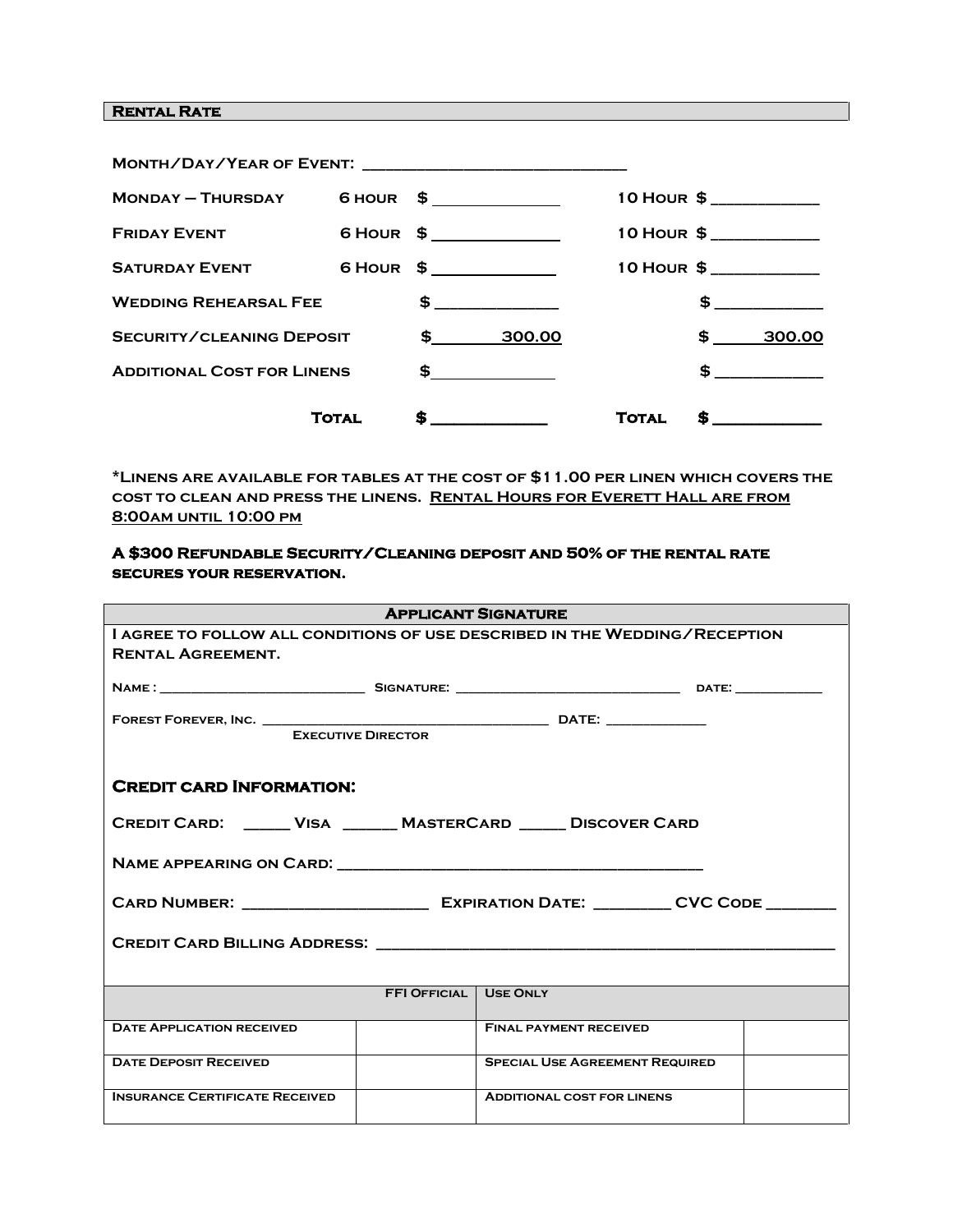## Rental Rate

Month/Day/Year of Event: ______________________________

| | | | |
|---|---|---|---|
| Monday – Thursday | 6 hour $ ____________ | | 10 Hour $ ___________ |
| Friday Event | 6 Hour $ ____________ | | 10 Hour $ ___________ |
| Saturday Event | 6 Hour $ ____________ | | 10 Hour $ ___________ |
| Wedding Rehearsal Fee | $ ____________ | | $ ___________ |
| Security/cleaning Deposit | $ 300.00 | | $ 300.00 |
| Additional Cost for Linens | $ ____________ | | $ ___________ |
| Total | $ ____________ | Total | $ ___________ |

*Linens are available for tables at the cost of $11.00 per linen which covers the cost to clean and press the linens. Rental Hours for Everett Hall are from 8:00am until 10:00 pm

**A $300 Refundable Security/Cleaning deposit and 50% of the rental rate secures your reservation.**

## Applicant Signature

I agree to follow all conditions of use described in the Wedding/Reception Rental Agreement.

Name : __________________________ Signature: ____________________________ date: ___________

Forest Forever, Inc. ____________________________________ Date: ____________
Executive Director

### Credit card Information:

Credit Card: _____ Visa ______ MasterCard _____ Discover Card

Name appearing on Card: ________________________________________

Card Number: ____________________ Expiration Date: ________ CVC Code _______

Credit Card Billing Address: ____________________________________________________

| FFI Official Use Only | | | |
|---|---|---|---|
| Date Application received | | Final payment received | |
| Date Deposit Received | | Special Use Agreement Required | |
| Insurance Certificate Received | | Additional cost for linens | |